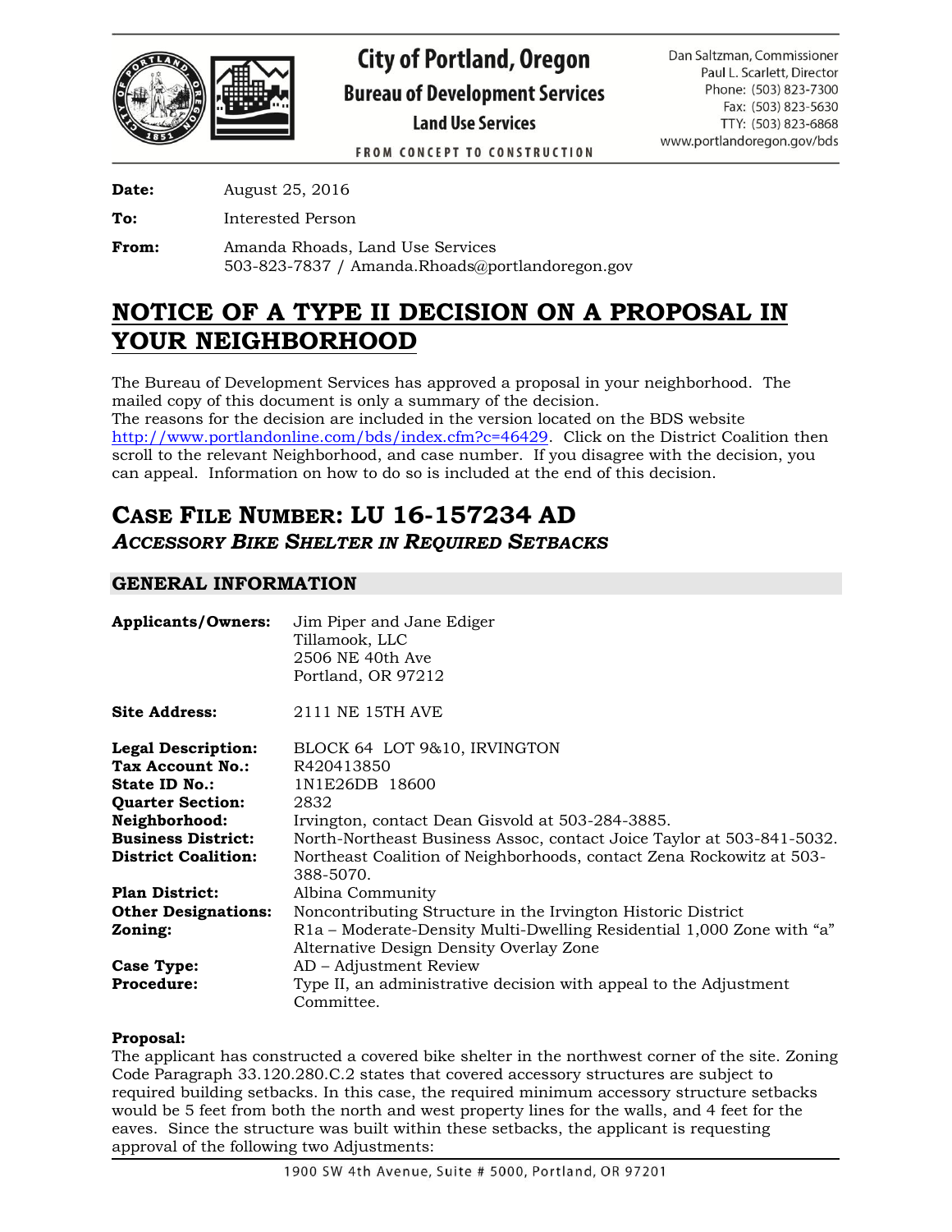**City of Portland, Oregon**
**Bureau of Development Services**
**Land Use Services**
FROM CONCEPT TO CONSTRUCTION

Dan Saltzman, Commissioner
Paul L. Scarlett, Director
Phone: (503) 823-7300
Fax: (503) 823-5630
TTY: (503) 823-6868
www.portlandoregon.gov/bds

**Date:** August 25, 2016

**To:** Interested Person

**From:** Amanda Rhoads, Land Use Services
503-823-7837 / Amanda.Rhoads@portlandoregon.gov

# NOTICE OF A TYPE II DECISION ON A PROPOSAL IN YOUR NEIGHBORHOOD

The Bureau of Development Services has approved a proposal in your neighborhood. The mailed copy of this document is only a summary of the decision.
The reasons for the decision are included in the version located on the BDS website http://www.portlandonline.com/bds/index.cfm?c=46429. Click on the District Coalition then scroll to the relevant Neighborhood, and case number. If you disagree with the decision, you can appeal. Information on how to do so is included at the end of this decision.

## CASE FILE NUMBER: LU 16-157234 AD
### *ACCESSORY BIKE SHELTER IN REQUIRED SETBACKS*

## GENERAL INFORMATION

**Applicants/Owners:** Jim Piper and Jane Ediger
Tillamook, LLC
2506 NE 40th Ave
Portland, OR 97212

**Site Address:** 2111 NE 15TH AVE

**Legal Description:** BLOCK 64 LOT 9&10, IRVINGTON
**Tax Account No.:** R420413850
**State ID No.:** 1N1E26DB 18600
**Quarter Section:** 2832
**Neighborhood:** Irvington, contact Dean Gisvold at 503-284-3885.
**Business District:** North-Northeast Business Assoc, contact Joice Taylor at 503-841-5032.
**District Coalition:** Northeast Coalition of Neighborhoods, contact Zena Rockowitz at 503-388-5070.
**Plan District:** Albina Community
**Other Designations:** Noncontributing Structure in the Irvington Historic District
**Zoning:** R1a – Moderate-Density Multi-Dwelling Residential 1,000 Zone with "a" Alternative Design Density Overlay Zone
**Case Type:** AD – Adjustment Review
**Procedure:** Type II, an administrative decision with appeal to the Adjustment Committee.

**Proposal:**
The applicant has constructed a covered bike shelter in the northwest corner of the site. Zoning Code Paragraph 33.120.280.C.2 states that covered accessory structures are subject to required building setbacks. In this case, the required minimum accessory structure setbacks would be 5 feet from both the north and west property lines for the walls, and 4 feet for the eaves. Since the structure was built within these setbacks, the applicant is requesting approval of the following two Adjustments: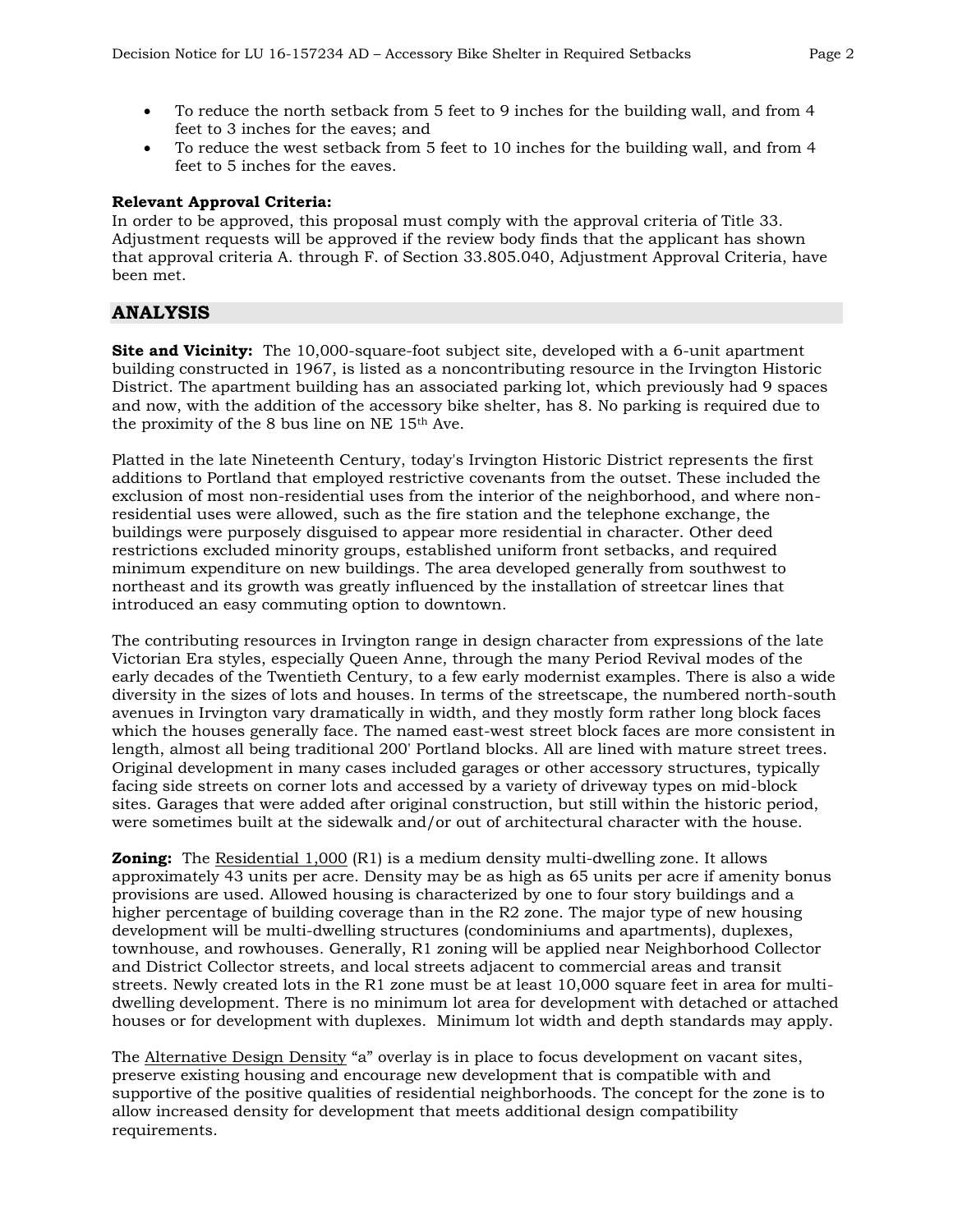- To reduce the north setback from 5 feet to 9 inches for the building wall, and from 4 feet to 3 inches for the eaves; and
- To reduce the west setback from 5 feet to 10 inches for the building wall, and from 4 feet to 5 inches for the eaves.

**Relevant Approval Criteria:**
In order to be approved, this proposal must comply with the approval criteria of Title 33. Adjustment requests will be approved if the review body finds that the applicant has shown that approval criteria A. through F. of Section 33.805.040, Adjustment Approval Criteria, have been met.

## ANALYSIS

**Site and Vicinity:** The 10,000-square-foot subject site, developed with a 6-unit apartment building constructed in 1967, is listed as a noncontributing resource in the Irvington Historic District. The apartment building has an associated parking lot, which previously had 9 spaces and now, with the addition of the accessory bike shelter, has 8. No parking is required due to the proximity of the 8 bus line on NE 15th Ave.

Platted in the late Nineteenth Century, today's Irvington Historic District represents the first additions to Portland that employed restrictive covenants from the outset. These included the exclusion of most non-residential uses from the interior of the neighborhood, and where non-residential uses were allowed, such as the fire station and the telephone exchange, the buildings were purposely disguised to appear more residential in character. Other deed restrictions excluded minority groups, established uniform front setbacks, and required minimum expenditure on new buildings. The area developed generally from southwest to northeast and its growth was greatly influenced by the installation of streetcar lines that introduced an easy commuting option to downtown.

The contributing resources in Irvington range in design character from expressions of the late Victorian Era styles, especially Queen Anne, through the many Period Revival modes of the early decades of the Twentieth Century, to a few early modernist examples. There is also a wide diversity in the sizes of lots and houses. In terms of the streetscape, the numbered north-south avenues in Irvington vary dramatically in width, and they mostly form rather long block faces which the houses generally face. The named east-west street block faces are more consistent in length, almost all being traditional 200' Portland blocks. All are lined with mature street trees. Original development in many cases included garages or other accessory structures, typically facing side streets on corner lots and accessed by a variety of driveway types on mid-block sites. Garages that were added after original construction, but still within the historic period, were sometimes built at the sidewalk and/or out of architectural character with the house.

**Zoning:** The Residential 1,000 (R1) is a medium density multi-dwelling zone. It allows approximately 43 units per acre. Density may be as high as 65 units per acre if amenity bonus provisions are used. Allowed housing is characterized by one to four story buildings and a higher percentage of building coverage than in the R2 zone. The major type of new housing development will be multi-dwelling structures (condominiums and apartments), duplexes, townhouse, and rowhouses. Generally, R1 zoning will be applied near Neighborhood Collector and District Collector streets, and local streets adjacent to commercial areas and transit streets. Newly created lots in the R1 zone must be at least 10,000 square feet in area for multi-dwelling development. There is no minimum lot area for development with detached or attached houses or for development with duplexes. Minimum lot width and depth standards may apply.

The Alternative Design Density "a" overlay is in place to focus development on vacant sites, preserve existing housing and encourage new development that is compatible with and supportive of the positive qualities of residential neighborhoods. The concept for the zone is to allow increased density for development that meets additional design compatibility requirements.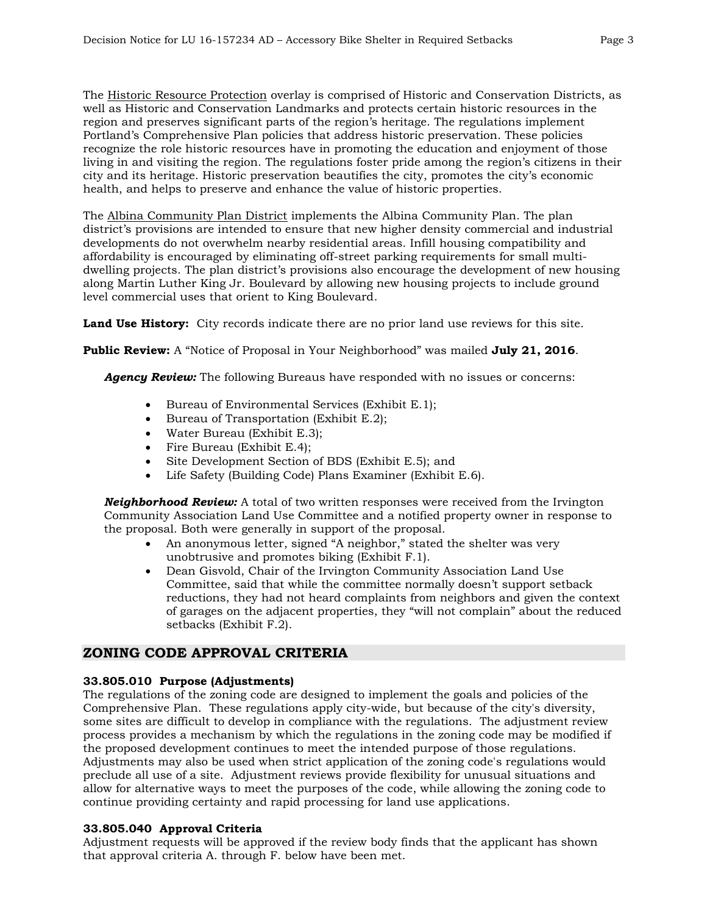The Historic Resource Protection overlay is comprised of Historic and Conservation Districts, as well as Historic and Conservation Landmarks and protects certain historic resources in the region and preserves significant parts of the region's heritage. The regulations implement Portland's Comprehensive Plan policies that address historic preservation. These policies recognize the role historic resources have in promoting the education and enjoyment of those living in and visiting the region. The regulations foster pride among the region's citizens in their city and its heritage. Historic preservation beautifies the city, promotes the city's economic health, and helps to preserve and enhance the value of historic properties.

The Albina Community Plan District implements the Albina Community Plan. The plan district's provisions are intended to ensure that new higher density commercial and industrial developments do not overwhelm nearby residential areas. Infill housing compatibility and affordability is encouraged by eliminating off-street parking requirements for small multi-dwelling projects. The plan district's provisions also encourage the development of new housing along Martin Luther King Jr. Boulevard by allowing new housing projects to include ground level commercial uses that orient to King Boulevard.

**Land Use History:** City records indicate there are no prior land use reviews for this site.

**Public Review:** A "Notice of Proposal in Your Neighborhood" was mailed **July 21, 2016**.

***Agency Review:*** The following Bureaus have responded with no issues or concerns:

- Bureau of Environmental Services (Exhibit E.1);
- Bureau of Transportation (Exhibit E.2);
- Water Bureau (Exhibit E.3);
- Fire Bureau (Exhibit E.4);
- Site Development Section of BDS (Exhibit E.5); and
- Life Safety (Building Code) Plans Examiner (Exhibit E.6).

***Neighborhood Review:*** A total of two written responses were received from the Irvington Community Association Land Use Committee and a notified property owner in response to the proposal. Both were generally in support of the proposal.

- An anonymous letter, signed "A neighbor," stated the shelter was very unobtrusive and promotes biking (Exhibit F.1).
- Dean Gisvold, Chair of the Irvington Community Association Land Use Committee, said that while the committee normally doesn't support setback reductions, they had not heard complaints from neighbors and given the context of garages on the adjacent properties, they "will not complain" about the reduced setbacks (Exhibit F.2).

## ZONING CODE APPROVAL CRITERIA

**33.805.010 Purpose (Adjustments)**
The regulations of the zoning code are designed to implement the goals and policies of the Comprehensive Plan. These regulations apply city-wide, but because of the city's diversity, some sites are difficult to develop in compliance with the regulations. The adjustment review process provides a mechanism by which the regulations in the zoning code may be modified if the proposed development continues to meet the intended purpose of those regulations. Adjustments may also be used when strict application of the zoning code's regulations would preclude all use of a site. Adjustment reviews provide flexibility for unusual situations and allow for alternative ways to meet the purposes of the code, while allowing the zoning code to continue providing certainty and rapid processing for land use applications.

**33.805.040 Approval Criteria**
Adjustment requests will be approved if the review body finds that the applicant has shown that approval criteria A. through F. below have been met.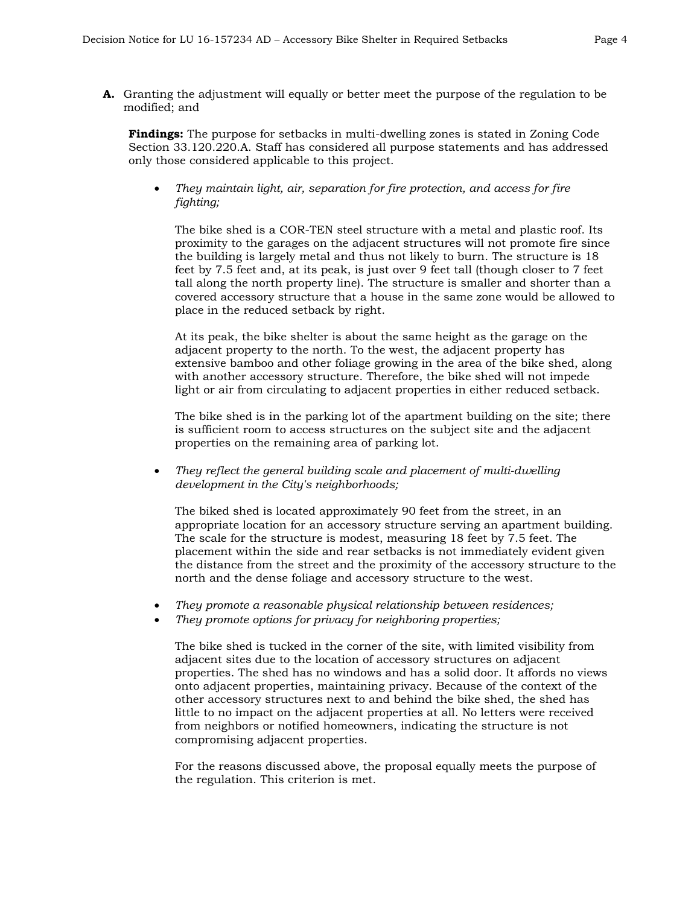**A.** Granting the adjustment will equally or better meet the purpose of the regulation to be modified; and

**Findings:** The purpose for setbacks in multi-dwelling zones is stated in Zoning Code Section 33.120.220.A. Staff has considered all purpose statements and has addressed only those considered applicable to this project.

- *They maintain light, air, separation for fire protection, and access for fire fighting;*

  The bike shed is a COR-TEN steel structure with a metal and plastic roof. Its proximity to the garages on the adjacent structures will not promote fire since the building is largely metal and thus not likely to burn. The structure is 18 feet by 7.5 feet and, at its peak, is just over 9 feet tall (though closer to 7 feet tall along the north property line). The structure is smaller and shorter than a covered accessory structure that a house in the same zone would be allowed to place in the reduced setback by right.

  At its peak, the bike shelter is about the same height as the garage on the adjacent property to the north. To the west, the adjacent property has extensive bamboo and other foliage growing in the area of the bike shed, along with another accessory structure. Therefore, the bike shed will not impede light or air from circulating to adjacent properties in either reduced setback.

  The bike shed is in the parking lot of the apartment building on the site; there is sufficient room to access structures on the subject site and the adjacent properties on the remaining area of parking lot.

- *They reflect the general building scale and placement of multi-dwelling development in the City's neighborhoods;*

  The biked shed is located approximately 90 feet from the street, in an appropriate location for an accessory structure serving an apartment building. The scale for the structure is modest, measuring 18 feet by 7.5 feet. The placement within the side and rear setbacks is not immediately evident given the distance from the street and the proximity of the accessory structure to the north and the dense foliage and accessory structure to the west.

- *They promote a reasonable physical relationship between residences;*
- *They promote options for privacy for neighboring properties;*

  The bike shed is tucked in the corner of the site, with limited visibility from adjacent sites due to the location of accessory structures on adjacent properties. The shed has no windows and has a solid door. It affords no views onto adjacent properties, maintaining privacy. Because of the context of the other accessory structures next to and behind the bike shed, the shed has little to no impact on the adjacent properties at all. No letters were received from neighbors or notified homeowners, indicating the structure is not compromising adjacent properties.

  For the reasons discussed above, the proposal equally meets the purpose of the regulation. This criterion is met.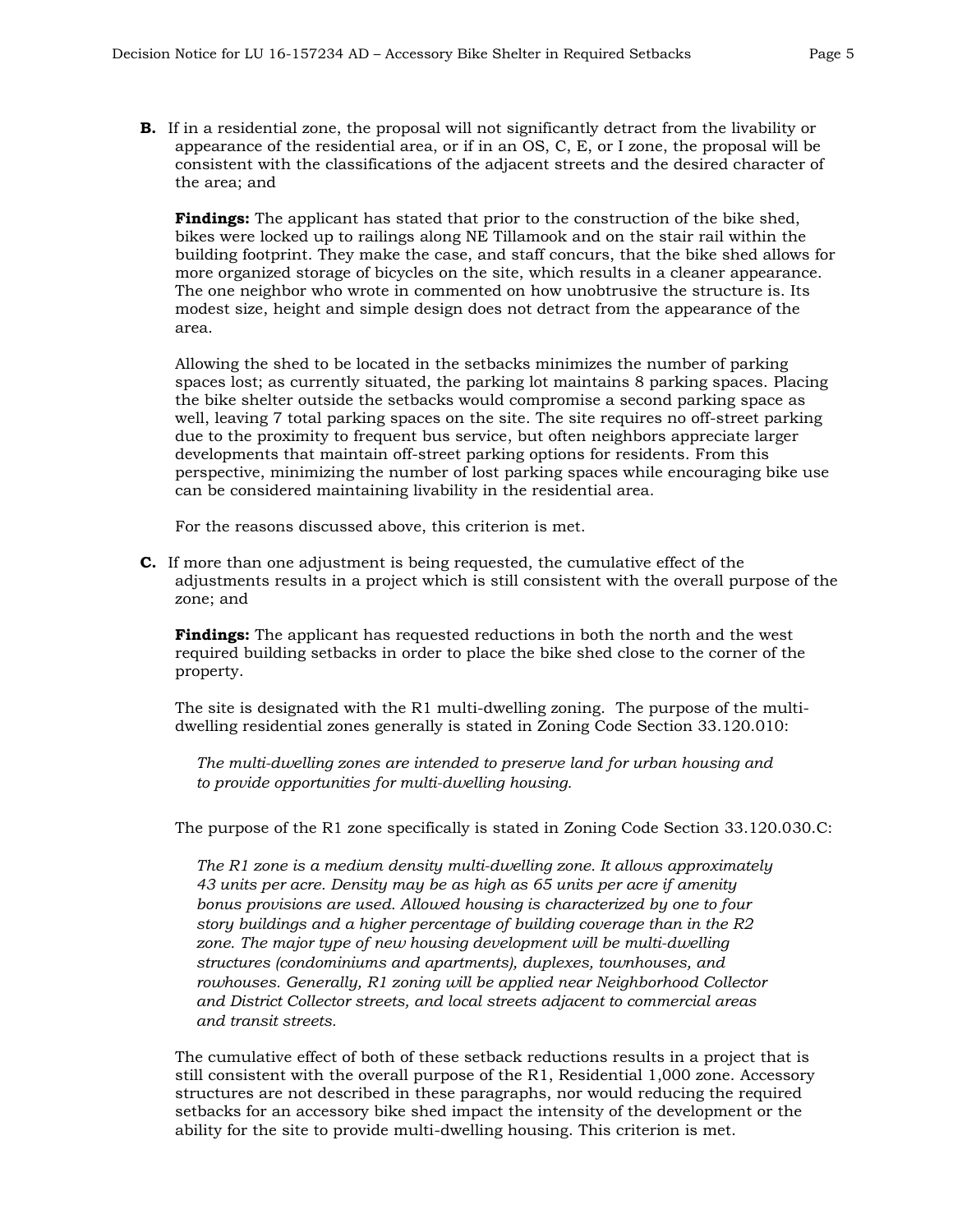**B.** If in a residential zone, the proposal will not significantly detract from the livability or appearance of the residential area, or if in an OS, C, E, or I zone, the proposal will be consistent with the classifications of the adjacent streets and the desired character of the area; and

**Findings:** The applicant has stated that prior to the construction of the bike shed, bikes were locked up to railings along NE Tillamook and on the stair rail within the building footprint. They make the case, and staff concurs, that the bike shed allows for more organized storage of bicycles on the site, which results in a cleaner appearance. The one neighbor who wrote in commented on how unobtrusive the structure is. Its modest size, height and simple design does not detract from the appearance of the area.

Allowing the shed to be located in the setbacks minimizes the number of parking spaces lost; as currently situated, the parking lot maintains 8 parking spaces. Placing the bike shelter outside the setbacks would compromise a second parking space as well, leaving 7 total parking spaces on the site. The site requires no off-street parking due to the proximity to frequent bus service, but often neighbors appreciate larger developments that maintain off-street parking options for residents. From this perspective, minimizing the number of lost parking spaces while encouraging bike use can be considered maintaining livability in the residential area.

For the reasons discussed above, this criterion is met.

**C.** If more than one adjustment is being requested, the cumulative effect of the adjustments results in a project which is still consistent with the overall purpose of the zone; and

**Findings:** The applicant has requested reductions in both the north and the west required building setbacks in order to place the bike shed close to the corner of the property.

The site is designated with the R1 multi-dwelling zoning. The purpose of the multi-dwelling residential zones generally is stated in Zoning Code Section 33.120.010:

> *The multi-dwelling zones are intended to preserve land for urban housing and to provide opportunities for multi-dwelling housing.*

The purpose of the R1 zone specifically is stated in Zoning Code Section 33.120.030.C:

> *The R1 zone is a medium density multi-dwelling zone. It allows approximately 43 units per acre. Density may be as high as 65 units per acre if amenity bonus provisions are used. Allowed housing is characterized by one to four story buildings and a higher percentage of building coverage than in the R2 zone. The major type of new housing development will be multi-dwelling structures (condominiums and apartments), duplexes, townhouses, and rowhouses. Generally, R1 zoning will be applied near Neighborhood Collector and District Collector streets, and local streets adjacent to commercial areas and transit streets.*

The cumulative effect of both of these setback reductions results in a project that is still consistent with the overall purpose of the R1, Residential 1,000 zone. Accessory structures are not described in these paragraphs, nor would reducing the required setbacks for an accessory bike shed impact the intensity of the development or the ability for the site to provide multi-dwelling housing. This criterion is met.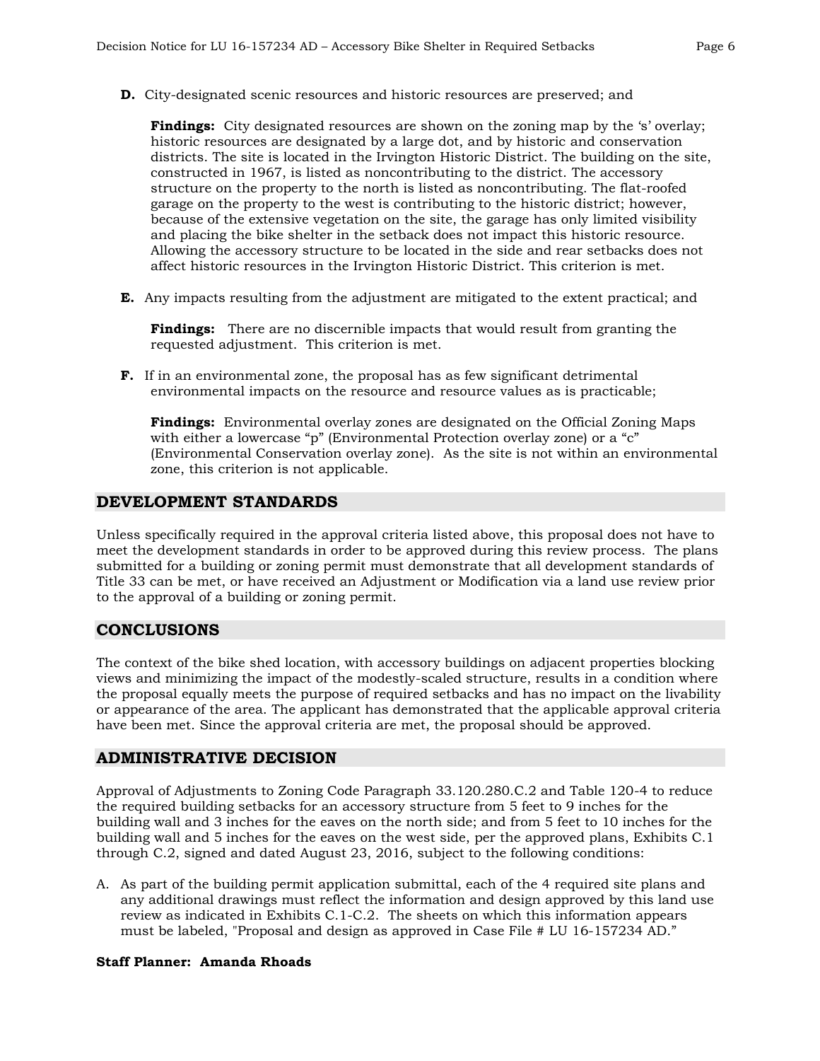**D.** City-designated scenic resources and historic resources are preserved; and

**Findings:** City designated resources are shown on the zoning map by the 's' overlay; historic resources are designated by a large dot, and by historic and conservation districts. The site is located in the Irvington Historic District. The building on the site, constructed in 1967, is listed as noncontributing to the district. The accessory structure on the property to the north is listed as noncontributing. The flat-roofed garage on the property to the west is contributing to the historic district; however, because of the extensive vegetation on the site, the garage has only limited visibility and placing the bike shelter in the setback does not impact this historic resource. Allowing the accessory structure to be located in the side and rear setbacks does not affect historic resources in the Irvington Historic District. This criterion is met.

**E.** Any impacts resulting from the adjustment are mitigated to the extent practical; and

**Findings:** There are no discernible impacts that would result from granting the requested adjustment. This criterion is met.

**F.** If in an environmental zone, the proposal has as few significant detrimental environmental impacts on the resource and resource values as is practicable;

**Findings:** Environmental overlay zones are designated on the Official Zoning Maps with either a lowercase "p" (Environmental Protection overlay zone) or a "c" (Environmental Conservation overlay zone). As the site is not within an environmental zone, this criterion is not applicable.

## DEVELOPMENT STANDARDS

Unless specifically required in the approval criteria listed above, this proposal does not have to meet the development standards in order to be approved during this review process. The plans submitted for a building or zoning permit must demonstrate that all development standards of Title 33 can be met, or have received an Adjustment or Modification via a land use review prior to the approval of a building or zoning permit.

## CONCLUSIONS

The context of the bike shed location, with accessory buildings on adjacent properties blocking views and minimizing the impact of the modestly-scaled structure, results in a condition where the proposal equally meets the purpose of required setbacks and has no impact on the livability or appearance of the area. The applicant has demonstrated that the applicable approval criteria have been met. Since the approval criteria are met, the proposal should be approved.

## ADMINISTRATIVE DECISION

Approval of Adjustments to Zoning Code Paragraph 33.120.280.C.2 and Table 120-4 to reduce the required building setbacks for an accessory structure from 5 feet to 9 inches for the building wall and 3 inches for the eaves on the north side; and from 5 feet to 10 inches for the building wall and 5 inches for the eaves on the west side, per the approved plans, Exhibits C.1 through C.2, signed and dated August 23, 2016, subject to the following conditions:

A. As part of the building permit application submittal, each of the 4 required site plans and any additional drawings must reflect the information and design approved by this land use review as indicated in Exhibits C.1-C.2. The sheets on which this information appears must be labeled, "Proposal and design as approved in Case File # LU 16-157234 AD."

**Staff Planner: Amanda Rhoads**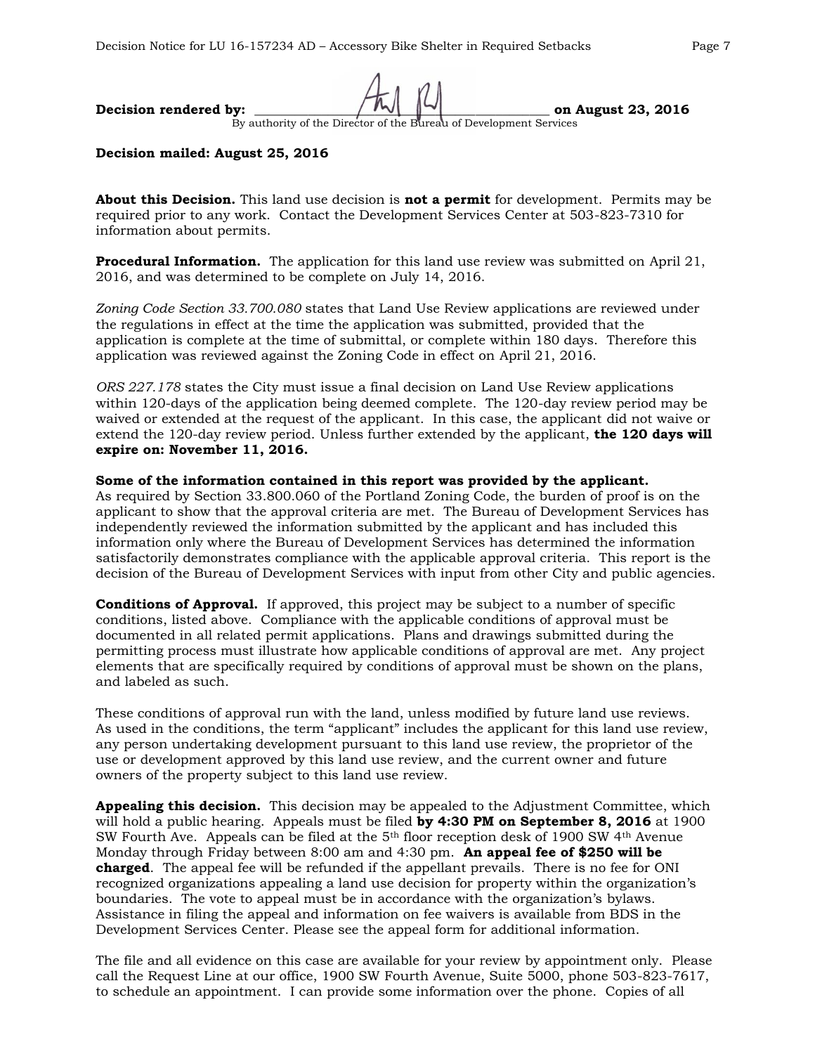**Decision rendered by:** ______________________________________ **on August 23, 2016**
By authority of the Director of the Bureau of Development Services

**Decision mailed: August 25, 2016**

**About this Decision.** This land use decision is **not a permit** for development. Permits may be required prior to any work. Contact the Development Services Center at 503-823-7310 for information about permits.

**Procedural Information.** The application for this land use review was submitted on April 21, 2016, and was determined to be complete on July 14, 2016.

*Zoning Code Section 33.700.080* states that Land Use Review applications are reviewed under the regulations in effect at the time the application was submitted, provided that the application is complete at the time of submittal, or complete within 180 days. Therefore this application was reviewed against the Zoning Code in effect on April 21, 2016.

*ORS 227.178* states the City must issue a final decision on Land Use Review applications within 120-days of the application being deemed complete. The 120-day review period may be waived or extended at the request of the applicant. In this case, the applicant did not waive or extend the 120-day review period. Unless further extended by the applicant, **the 120 days will expire on: November 11, 2016.**

**Some of the information contained in this report was provided by the applicant.**
As required by Section 33.800.060 of the Portland Zoning Code, the burden of proof is on the applicant to show that the approval criteria are met. The Bureau of Development Services has independently reviewed the information submitted by the applicant and has included this information only where the Bureau of Development Services has determined the information satisfactorily demonstrates compliance with the applicable approval criteria. This report is the decision of the Bureau of Development Services with input from other City and public agencies.

**Conditions of Approval.** If approved, this project may be subject to a number of specific conditions, listed above. Compliance with the applicable conditions of approval must be documented in all related permit applications. Plans and drawings submitted during the permitting process must illustrate how applicable conditions of approval are met. Any project elements that are specifically required by conditions of approval must be shown on the plans, and labeled as such.

These conditions of approval run with the land, unless modified by future land use reviews. As used in the conditions, the term "applicant" includes the applicant for this land use review, any person undertaking development pursuant to this land use review, the proprietor of the use or development approved by this land use review, and the current owner and future owners of the property subject to this land use review.

**Appealing this decision.** This decision may be appealed to the Adjustment Committee, which will hold a public hearing. Appeals must be filed **by 4:30 PM on September 8, 2016** at 1900 SW Fourth Ave. Appeals can be filed at the 5th floor reception desk of 1900 SW 4th Avenue Monday through Friday between 8:00 am and 4:30 pm. **An appeal fee of $250 will be charged**. The appeal fee will be refunded if the appellant prevails. There is no fee for ONI recognized organizations appealing a land use decision for property within the organization's boundaries. The vote to appeal must be in accordance with the organization's bylaws. Assistance in filing the appeal and information on fee waivers is available from BDS in the Development Services Center. Please see the appeal form for additional information.

The file and all evidence on this case are available for your review by appointment only. Please call the Request Line at our office, 1900 SW Fourth Avenue, Suite 5000, phone 503-823-7617, to schedule an appointment. I can provide some information over the phone. Copies of all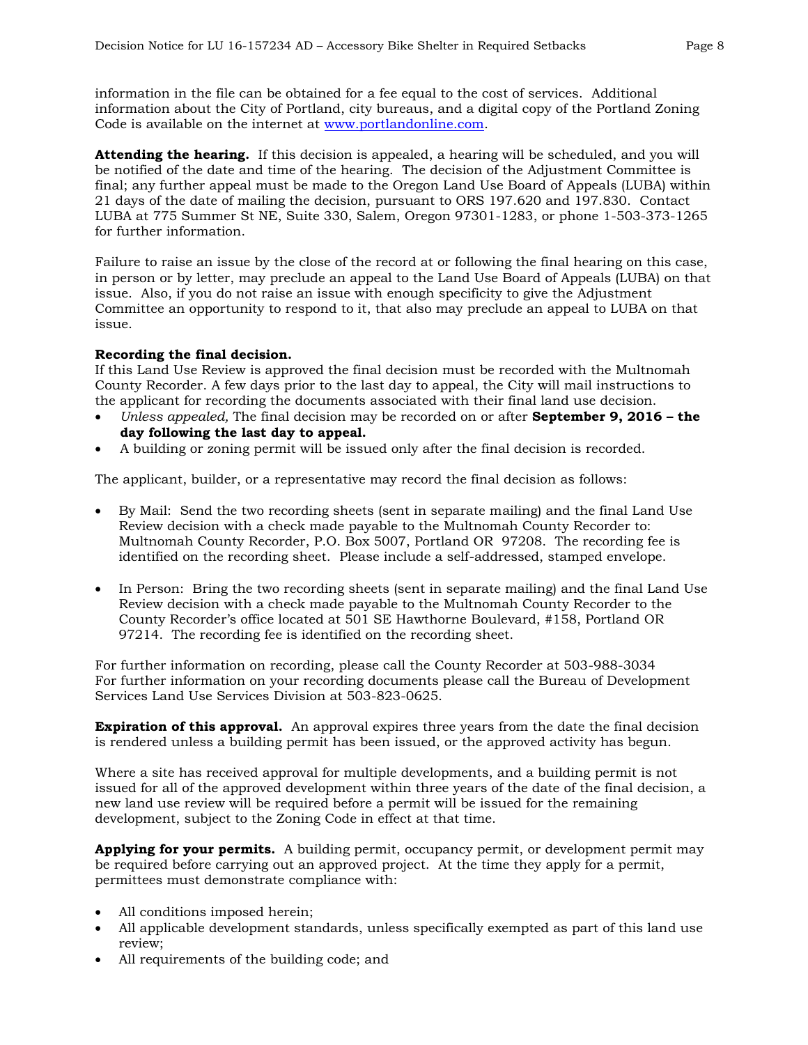information in the file can be obtained for a fee equal to the cost of services. Additional information about the City of Portland, city bureaus, and a digital copy of the Portland Zoning Code is available on the internet at [www.portlandonline.com](http://www.portlandonline.com).

**Attending the hearing.** If this decision is appealed, a hearing will be scheduled, and you will be notified of the date and time of the hearing. The decision of the Adjustment Committee is final; any further appeal must be made to the Oregon Land Use Board of Appeals (LUBA) within 21 days of the date of mailing the decision, pursuant to ORS 197.620 and 197.830. Contact LUBA at 775 Summer St NE, Suite 330, Salem, Oregon 97301-1283, or phone 1-503-373-1265 for further information.

Failure to raise an issue by the close of the record at or following the final hearing on this case, in person or by letter, may preclude an appeal to the Land Use Board of Appeals (LUBA) on that issue. Also, if you do not raise an issue with enough specificity to give the Adjustment Committee an opportunity to respond to it, that also may preclude an appeal to LUBA on that issue.

**Recording the final decision.**
If this Land Use Review is approved the final decision must be recorded with the Multnomah County Recorder. A few days prior to the last day to appeal, the City will mail instructions to the applicant for recording the documents associated with their final land use decision.

- *Unless appealed,* The final decision may be recorded on or after **September 9, 2016 – the day following the last day to appeal.**
- A building or zoning permit will be issued only after the final decision is recorded.

The applicant, builder, or a representative may record the final decision as follows:

- By Mail: Send the two recording sheets (sent in separate mailing) and the final Land Use Review decision with a check made payable to the Multnomah County Recorder to: Multnomah County Recorder, P.O. Box 5007, Portland OR 97208. The recording fee is identified on the recording sheet. Please include a self-addressed, stamped envelope.

- In Person: Bring the two recording sheets (sent in separate mailing) and the final Land Use Review decision with a check made payable to the Multnomah County Recorder to the County Recorder's office located at 501 SE Hawthorne Boulevard, #158, Portland OR 97214. The recording fee is identified on the recording sheet.

For further information on recording, please call the County Recorder at 503-988-3034
For further information on your recording documents please call the Bureau of Development Services Land Use Services Division at 503-823-0625.

**Expiration of this approval.** An approval expires three years from the date the final decision is rendered unless a building permit has been issued, or the approved activity has begun.

Where a site has received approval for multiple developments, and a building permit is not issued for all of the approved development within three years of the date of the final decision, a new land use review will be required before a permit will be issued for the remaining development, subject to the Zoning Code in effect at that time.

**Applying for your permits.** A building permit, occupancy permit, or development permit may be required before carrying out an approved project. At the time they apply for a permit, permittees must demonstrate compliance with:

- All conditions imposed herein;
- All applicable development standards, unless specifically exempted as part of this land use review;
- All requirements of the building code; and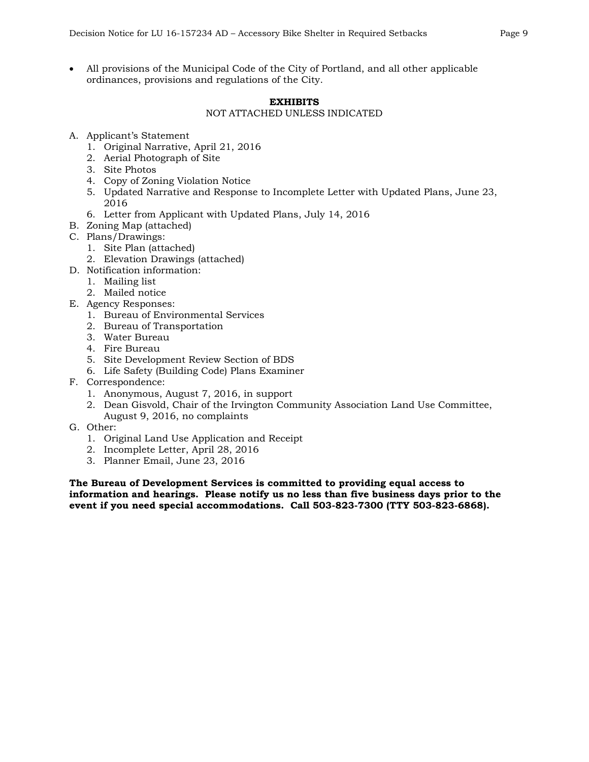- All provisions of the Municipal Code of the City of Portland, and all other applicable ordinances, provisions and regulations of the City.

## EXHIBITS

NOT ATTACHED UNLESS INDICATED

A. Applicant's Statement
   1. Original Narrative, April 21, 2016
   2. Aerial Photograph of Site
   3. Site Photos
   4. Copy of Zoning Violation Notice
   5. Updated Narrative and Response to Incomplete Letter with Updated Plans, June 23, 2016
   6. Letter from Applicant with Updated Plans, July 14, 2016
B. Zoning Map (attached)
C. Plans/Drawings:
   1. Site Plan (attached)
   2. Elevation Drawings (attached)
D. Notification information:
   1. Mailing list
   2. Mailed notice
E. Agency Responses:
   1. Bureau of Environmental Services
   2. Bureau of Transportation
   3. Water Bureau
   4. Fire Bureau
   5. Site Development Review Section of BDS
   6. Life Safety (Building Code) Plans Examiner
F. Correspondence:
   1. Anonymous, August 7, 2016, in support
   2. Dean Gisvold, Chair of the Irvington Community Association Land Use Committee, August 9, 2016, no complaints
G. Other:
   1. Original Land Use Application and Receipt
   2. Incomplete Letter, April 28, 2016
   3. Planner Email, June 23, 2016

**The Bureau of Development Services is committed to providing equal access to information and hearings. Please notify us no less than five business days prior to the event if you need special accommodations. Call 503-823-7300 (TTY 503-823-6868).**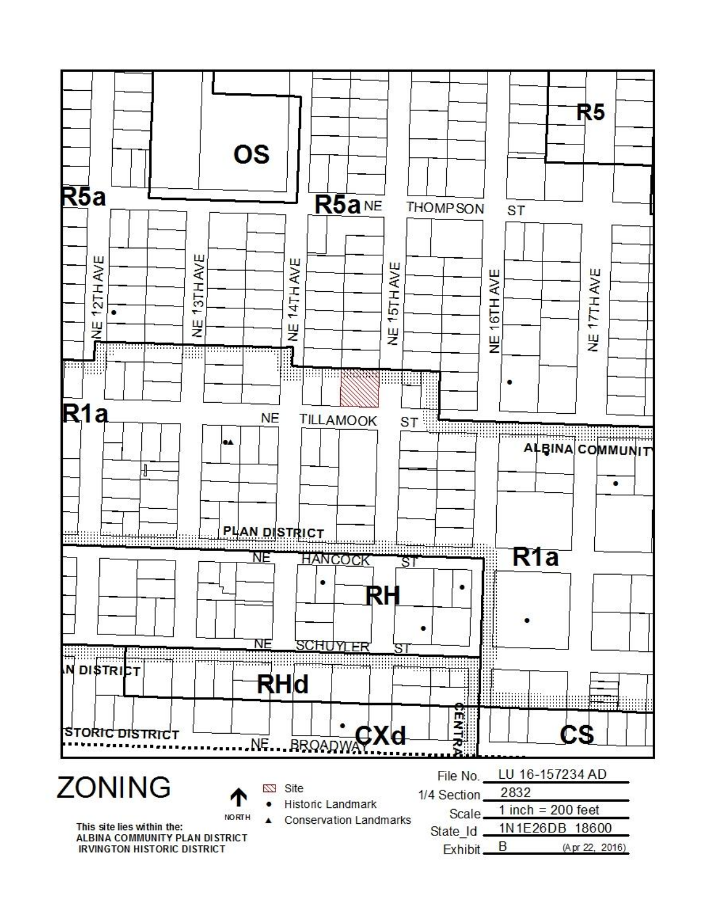# ZONING

R5a

OS

R5

R5a NE THOMPSON ST

NE 12TH AVE

NE 13TH AVE

NE 14TH AVE

NE 15TH AVE

NE 16TH AVE

NE 17TH AVE

R1a

NE TILLAMOOK ST

ALBINA COMMUNITY

PLAN DISTRICT

R1a

NE HANCOCK ST

RH

NE SCHUYLER ST

N DISTRICT

RHd

STORIC DISTRICT

NE BROADWAY

CXd

CENTRA

CS

NORTH

- Site
- ● Historic Landmark
- ▲ Conservation Landmarks

This site lies within the:
ALBINA COMMUNITY PLAN DISTRICT
IRVINGTON HISTORIC DISTRICT

| | |
|---|---|
| File No. | LU 16-157234 AD |
| 1/4 Section | 2832 |
| Scale | 1 inch = 200 feet |
| State_Id | 1N1E26DB 18600 |
| Exhibit | B (Apr 22, 2016) |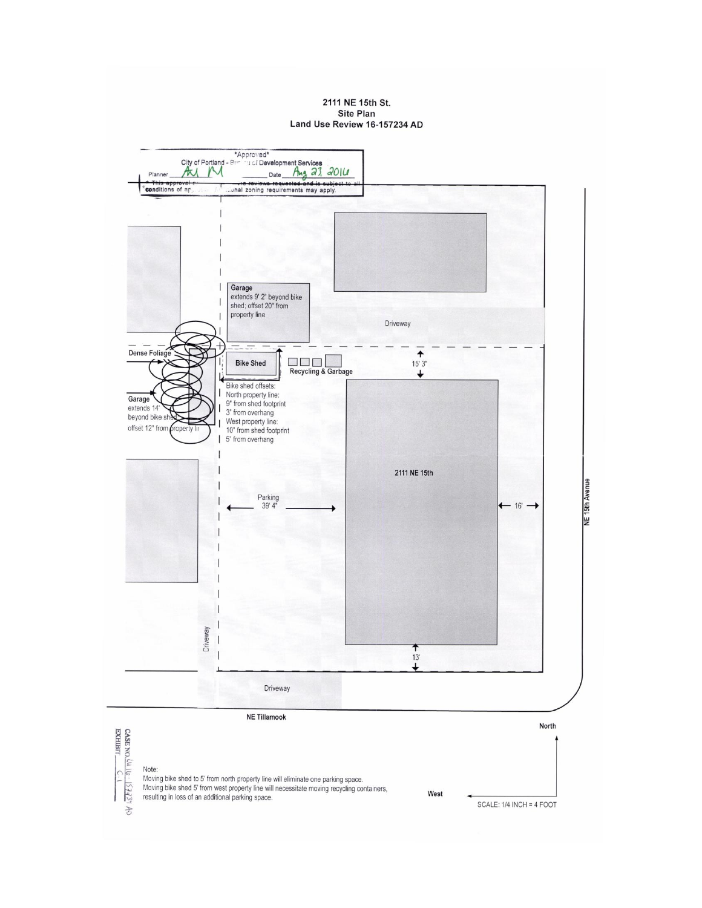# 2111 NE 15th St.
## Site Plan
## Land Use Review 16-157234 AD

*Approved*
City of Portland - Bureau of Development Services
Planner ___ Date Aug 23, 2016
* This approval ... reviews requested and is subject to all conditions of ap... additional zoning requirements may apply.

Garage
extends 9' 2" beyond bike shed; offset 20" from property line

Driveway

Dense Foliage

Bike Shed

Recycling & Garbage

15' 3"

Bike shed offsets:
North property line:
9" from shed footprint
3" from overhang
West property line:
10" from shed footprint
5" from overhang

Garage
extends 14' beyond bike shed
offset 12" from property line

2111 NE 15th

Parking
39' 4"

16'

NE 15th Avenue

Driveway

13'

Driveway

NE Tillamook

North

West

CASE NO. LU 16-157234 AD
EXHIBIT C.1

Note:
Moving bike shed to 5' from north property line will eliminate one parking space.
Moving bike shed 5' from west property line will necessitate moving recycling containers, resulting in loss of an additional parking space.

SCALE: 1/4 INCH = 4 FOOT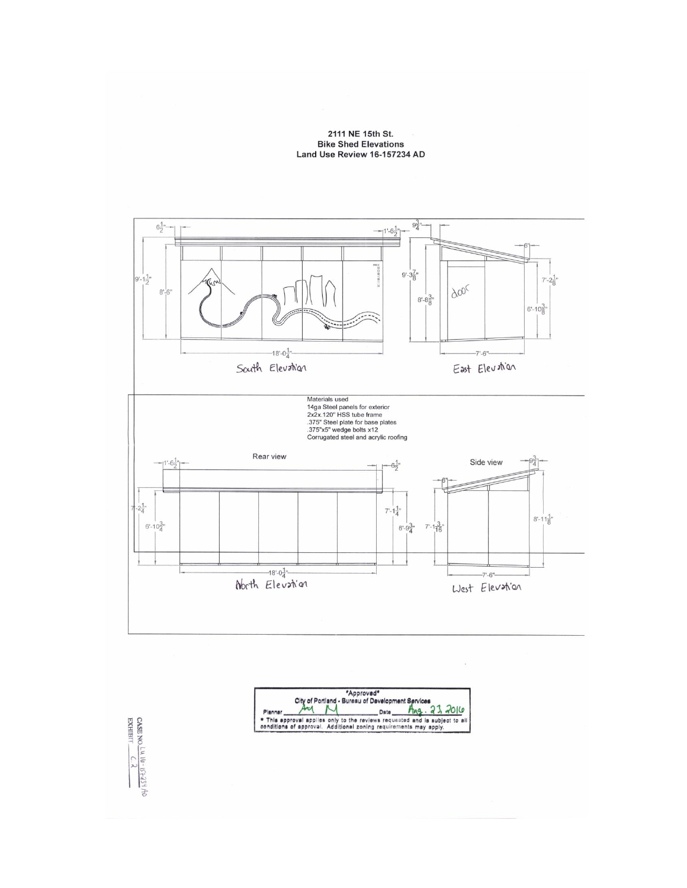**2111 NE 15th St.**
**Bike Shed Elevations**
**Land Use Review 16-157234 AD**

$6\frac{1}{2}$"

1'-$6\frac{1}{2}$"

9'-$1\frac{1}{2}$"

8'-6"

18'-$0\frac{1}{4}$"

South Elevation

$9\frac{3}{4}$"

6"

9'-$3\frac{7}{8}$"

8'-$8\frac{3}{8}$"

door

7'-$2\frac{1}{8}$"

6'-$10\frac{3}{8}$"

7'-6"

East Elevation

Materials used
14ga Steel panels for exterior
2x2x.120" HSS tube frame
.375" Steel plate for base plates
.375"x5" wedge bolts x12
Corrugated steel and acrylic roofing

Rear view

1'-$6\frac{1}{2}$"

$6\frac{1}{2}$"

7'-$2\frac{1}{4}$"

6'-$10\frac{3}{4}$"

7'-$1\frac{1}{4}$"

6'-$9\frac{3}{4}$"

18'-$0\frac{1}{4}$"

North Elevation

Side view

$9\frac{3}{4}$"

6"

7'-$1\frac{3}{16}$"

8'-$11\frac{1}{8}$"

7'-6"

West Elevation

\*Approved\*
City of Portland - Bureau of Development Services
Planner: AM M Date: Aug. 23, 2016
\* This approval applies only to the reviews requested and is subject to all conditions of approval. Additional zoning requirements may apply.

CASE NO. LU 16-157234 AD
EXHIBIT C.2